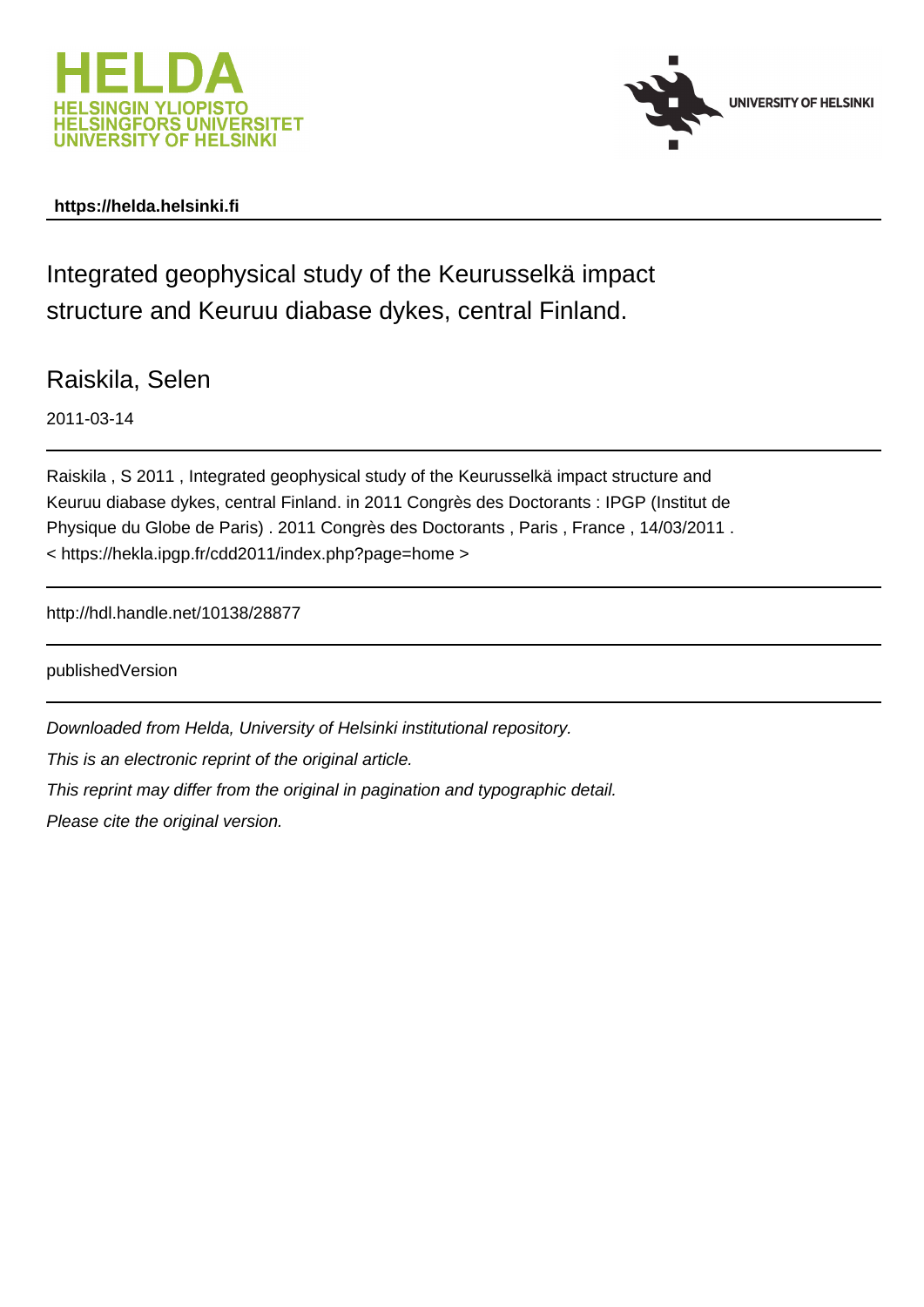HELDA
HELSINGIN YLIOPISTO
HELSINGFORS UNIVERSITET
UNIVERSITY OF HELSINKI

UNIVERSITY OF HELSINKI

**https://helda.helsinki.fi**

# Integrated geophysical study of the Keurusselkä impact structure and Keuruu diabase dykes, central Finland.

## Raiskila, Selen

2011-03-14

---

Raiskila , S 2011 , Integrated geophysical study of the Keurusselkä impact structure and Keuruu diabase dykes, central Finland. in 2011 Congrès des Doctorants : IPGP (Institut de Physique du Globe de Paris) . 2011 Congrès des Doctorants , Paris , France , 14/03/2011 . < https://hekla.ipgp.fr/cdd2011/index.php?page=home >

---

http://hdl.handle.net/10138/28877

---

publishedVersion

---

*Downloaded from Helda, University of Helsinki institutional repository.*

*This is an electronic reprint of the original article.*

*This reprint may differ from the original in pagination and typographic detail.*

*Please cite the original version.*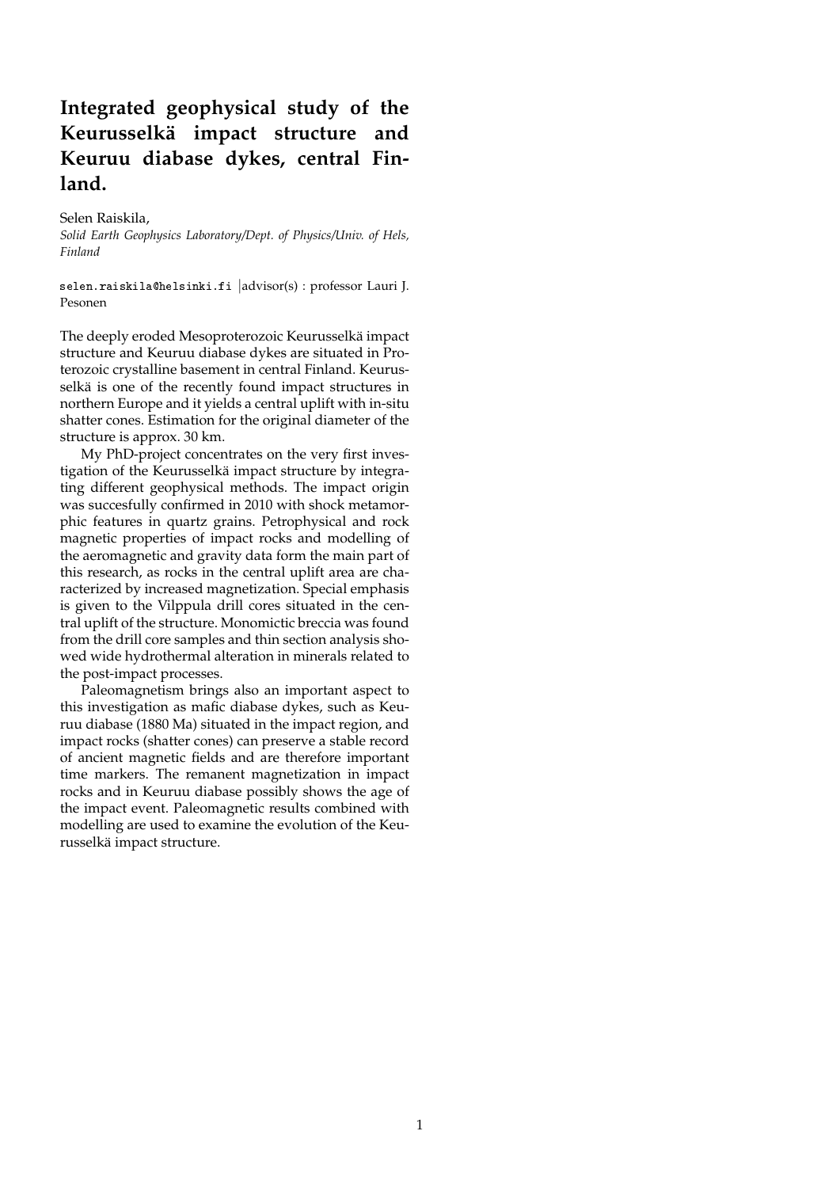# Integrated geophysical study of the Keurusselkä impact structure and Keuruu diabase dykes, central Finland.

Selen Raiskila,

*Solid Earth Geophysics Laboratory/Dept. of Physics/Univ. of Hels, Finland*

selen.raiskila@helsinki.fi |advisor(s) : professor Lauri J. Pesonen

The deeply eroded Mesoproterozoic Keurusselkä impact structure and Keuruu diabase dykes are situated in Proterozoic crystalline basement in central Finland. Keurusselkä is one of the recently found impact structures in northern Europe and it yields a central uplift with in-situ shatter cones. Estimation for the original diameter of the structure is approx. 30 km.

My PhD-project concentrates on the very first investigation of the Keurusselkä impact structure by integrating different geophysical methods. The impact origin was succesfully confirmed in 2010 with shock metamorphic features in quartz grains. Petrophysical and rock magnetic properties of impact rocks and modelling of the aeromagnetic and gravity data form the main part of this research, as rocks in the central uplift area are characterized by increased magnetization. Special emphasis is given to the Vilppula drill cores situated in the central uplift of the structure. Monomictic breccia was found from the drill core samples and thin section analysis showed wide hydrothermal alteration in minerals related to the post-impact processes.

Paleomagnetism brings also an important aspect to this investigation as mafic diabase dykes, such as Keuruu diabase (1880 Ma) situated in the impact region, and impact rocks (shatter cones) can preserve a stable record of ancient magnetic fields and are therefore important time markers. The remanent magnetization in impact rocks and in Keuruu diabase possibly shows the age of the impact event. Paleomagnetic results combined with modelling are used to examine the evolution of the Keurusselkä impact structure.